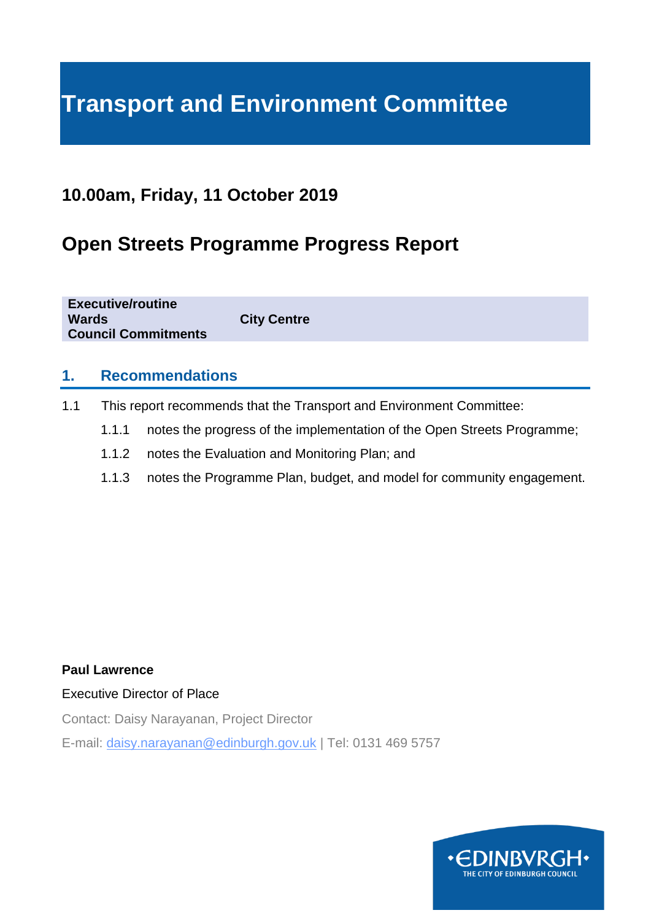# Transport and Environment Committee

## 10.00am, Friday, 11 October 2019

## Open Streets Programme Progress Report

| | |
|---|---|
| **Executive/routine** | |
| **Wards** | **City Centre** |
| **Council Commitments** | |

## 1. Recommendations

1.1 This report recommends that the Transport and Environment Committee:

- 1.1.1 notes the progress of the implementation of the Open Streets Programme;
- 1.1.2 notes the Evaluation and Monitoring Plan; and
- 1.1.3 notes the Programme Plan, budget, and model for community engagement.

**Paul Lawrence**

Executive Director of Place

Contact: Daisy Narayanan, Project Director

E-mail: daisy.narayanan@edinburgh.gov.uk | Tel: 0131 469 5757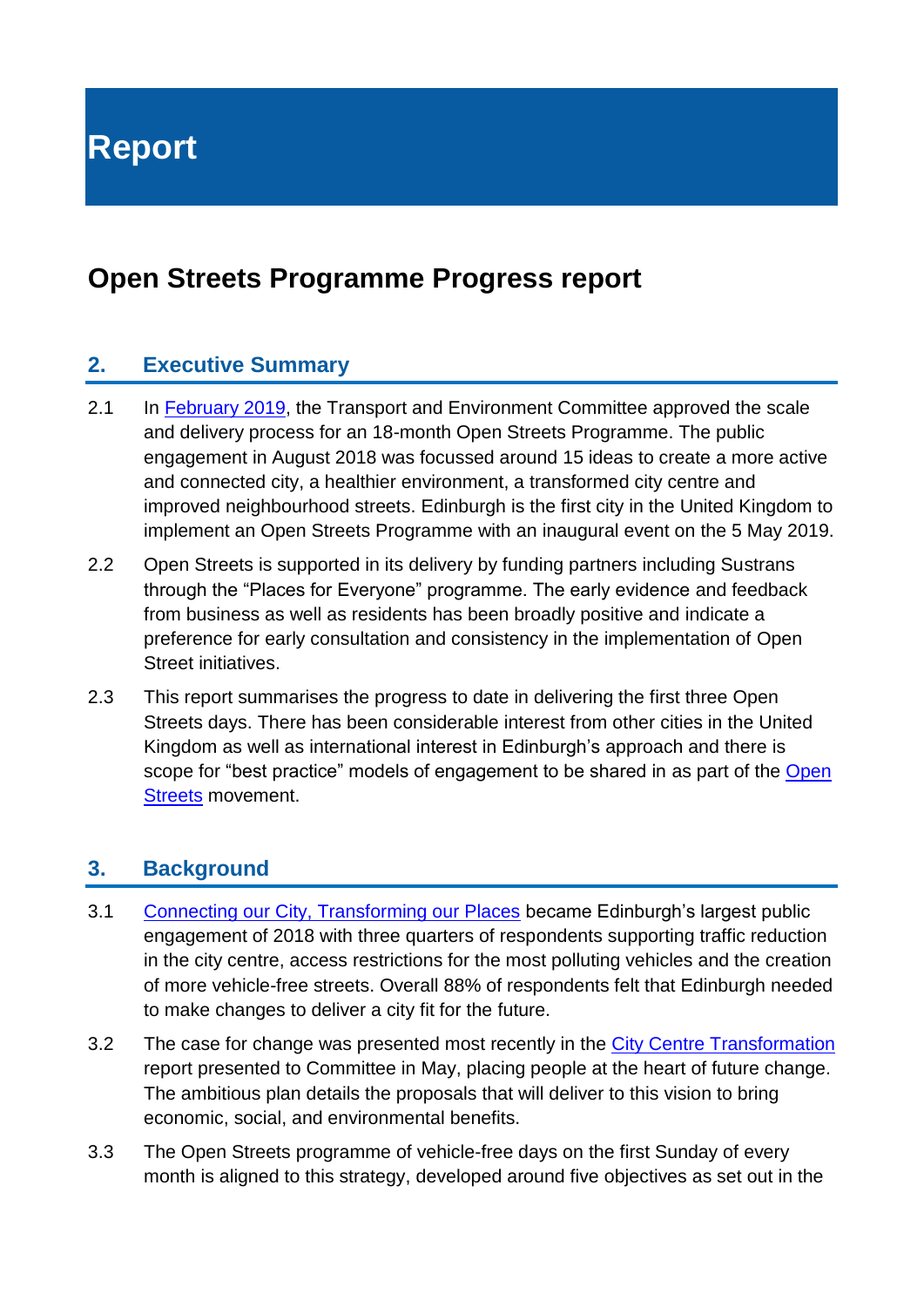# Report

## Open Streets Programme Progress report

### 2. Executive Summary

2.1 In February 2019, the Transport and Environment Committee approved the scale and delivery process for an 18-month Open Streets Programme. The public engagement in August 2018 was focussed around 15 ideas to create a more active and connected city, a healthier environment, a transformed city centre and improved neighbourhood streets. Edinburgh is the first city in the United Kingdom to implement an Open Streets Programme with an inaugural event on the 5 May 2019.

2.2 Open Streets is supported in its delivery by funding partners including Sustrans through the "Places for Everyone" programme. The early evidence and feedback from business as well as residents has been broadly positive and indicate a preference for early consultation and consistency in the implementation of Open Street initiatives.

2.3 This report summarises the progress to date in delivering the first three Open Streets days. There has been considerable interest from other cities in the United Kingdom as well as international interest in Edinburgh's approach and there is scope for "best practice" models of engagement to be shared in as part of the Open Streets movement.

### 3. Background

3.1 Connecting our City, Transforming our Places became Edinburgh's largest public engagement of 2018 with three quarters of respondents supporting traffic reduction in the city centre, access restrictions for the most polluting vehicles and the creation of more vehicle-free streets. Overall 88% of respondents felt that Edinburgh needed to make changes to deliver a city fit for the future.

3.2 The case for change was presented most recently in the City Centre Transformation report presented to Committee in May, placing people at the heart of future change. The ambitious plan details the proposals that will deliver to this vision to bring economic, social, and environmental benefits.

3.3 The Open Streets programme of vehicle-free days on the first Sunday of every month is aligned to this strategy, developed around five objectives as set out in the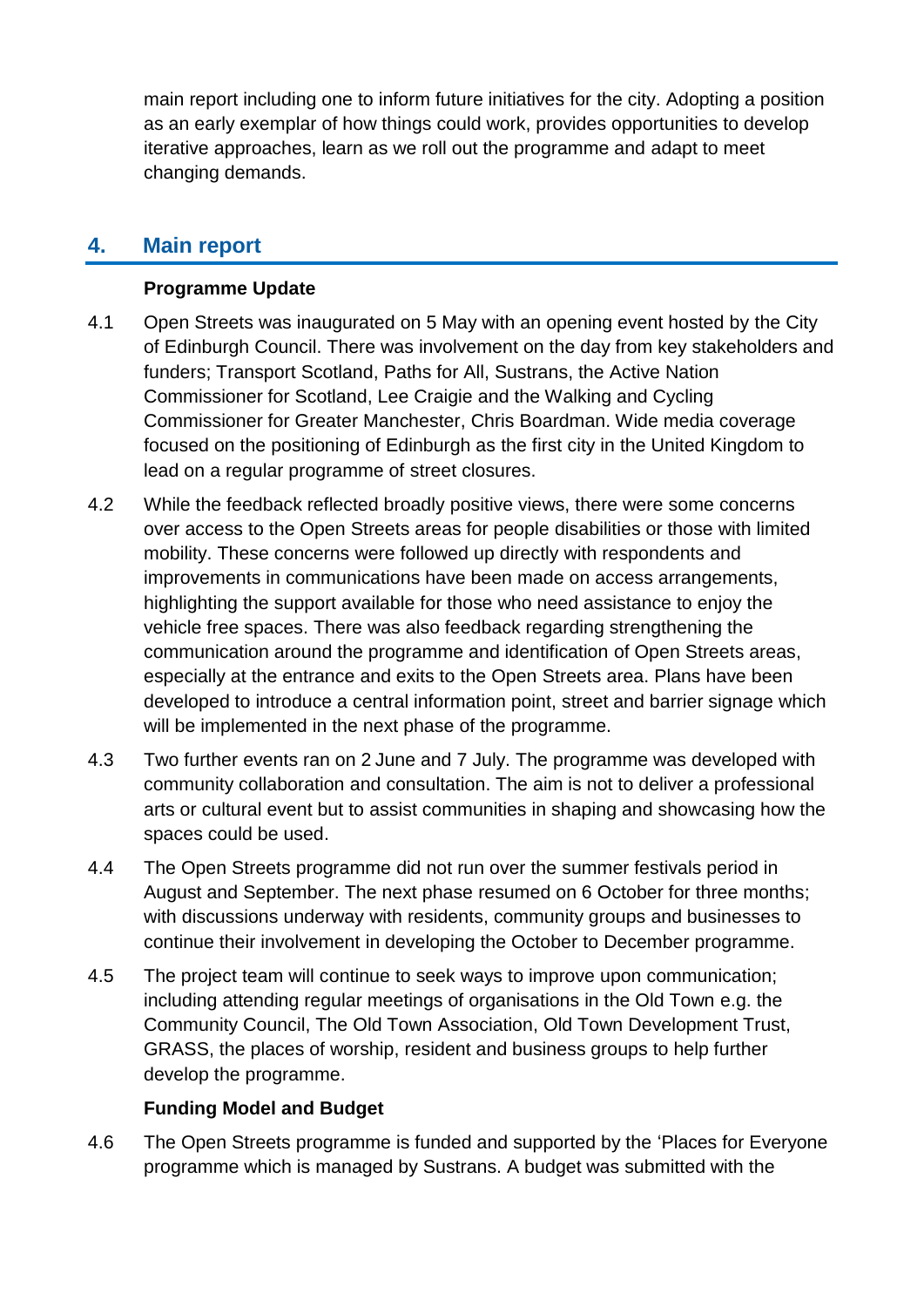main report including one to inform future initiatives for the city. Adopting a position as an early exemplar of how things could work, provides opportunities to develop iterative approaches, learn as we roll out the programme and adapt to meet changing demands.

## 4. Main report

**Programme Update**

4.1 Open Streets was inaugurated on 5 May with an opening event hosted by the City of Edinburgh Council. There was involvement on the day from key stakeholders and funders; Transport Scotland, Paths for All, Sustrans, the Active Nation Commissioner for Scotland, Lee Craigie and the Walking and Cycling Commissioner for Greater Manchester, Chris Boardman. Wide media coverage focused on the positioning of Edinburgh as the first city in the United Kingdom to lead on a regular programme of street closures.

4.2 While the feedback reflected broadly positive views, there were some concerns over access to the Open Streets areas for people disabilities or those with limited mobility. These concerns were followed up directly with respondents and improvements in communications have been made on access arrangements, highlighting the support available for those who need assistance to enjoy the vehicle free spaces. There was also feedback regarding strengthening the communication around the programme and identification of Open Streets areas, especially at the entrance and exits to the Open Streets area. Plans have been developed to introduce a central information point, street and barrier signage which will be implemented in the next phase of the programme.

4.3 Two further events ran on 2 June and 7 July. The programme was developed with community collaboration and consultation. The aim is not to deliver a professional arts or cultural event but to assist communities in shaping and showcasing how the spaces could be used.

4.4 The Open Streets programme did not run over the summer festivals period in August and September. The next phase resumed on 6 October for three months; with discussions underway with residents, community groups and businesses to continue their involvement in developing the October to December programme.

4.5 The project team will continue to seek ways to improve upon communication; including attending regular meetings of organisations in the Old Town e.g. the Community Council, The Old Town Association, Old Town Development Trust, GRASS, the places of worship, resident and business groups to help further develop the programme.

**Funding Model and Budget**

4.6 The Open Streets programme is funded and supported by the 'Places for Everyone programme which is managed by Sustrans. A budget was submitted with the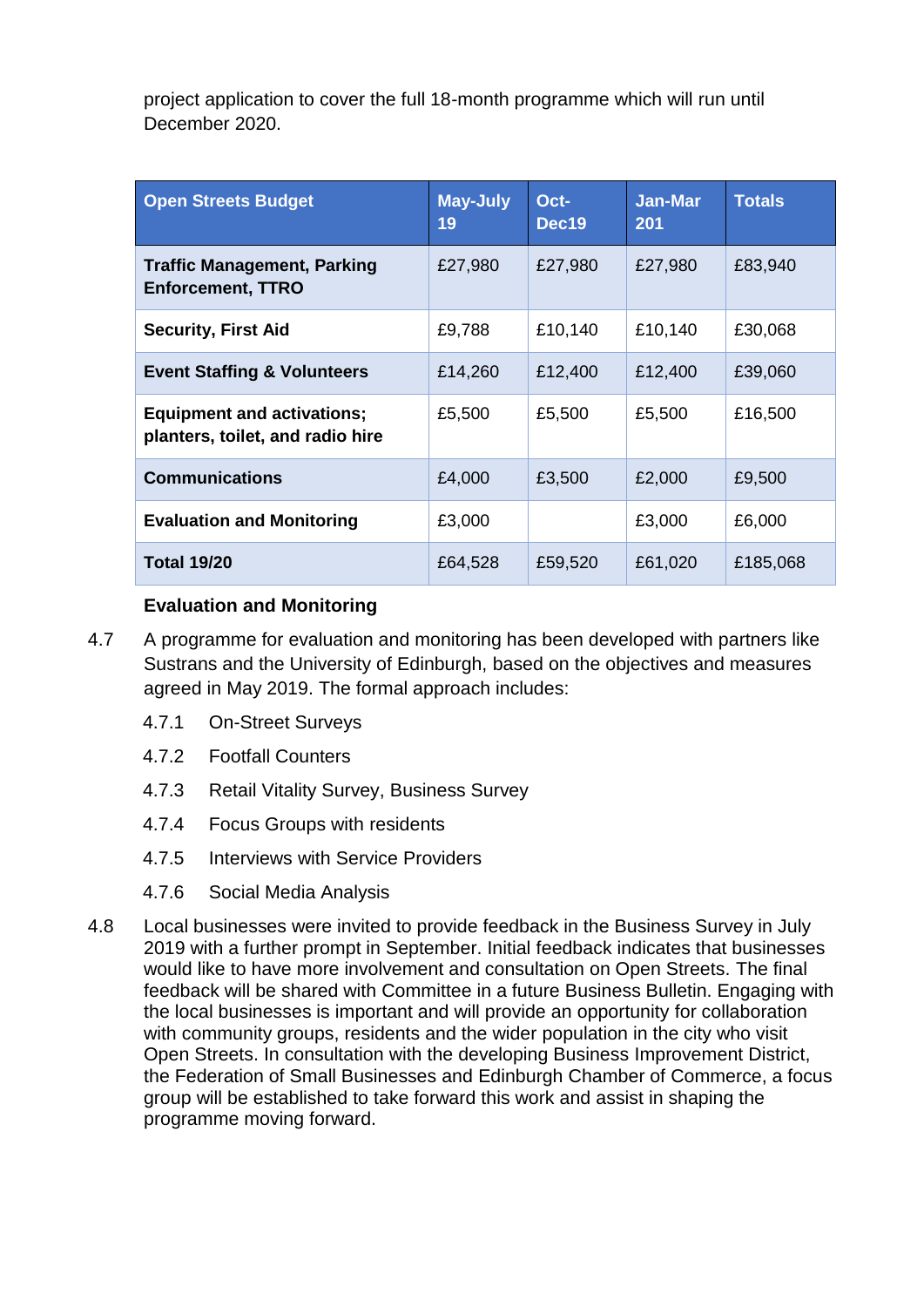project application to cover the full 18-month programme which will run until December 2020.

| Open Streets Budget | May-July 19 | Oct-Dec19 | Jan-Mar 201 | Totals |
|---|---|---|---|---|
| **Traffic Management, Parking Enforcement, TTRO** | £27,980 | £27,980 | £27,980 | £83,940 |
| **Security, First Aid** | £9,788 | £10,140 | £10,140 | £30,068 |
| **Event Staffing & Volunteers** | £14,260 | £12,400 | £12,400 | £39,060 |
| **Equipment and activations; planters, toilet, and radio hire** | £5,500 | £5,500 | £5,500 | £16,500 |
| **Communications** | £4,000 | £3,500 | £2,000 | £9,500 |
| **Evaluation and Monitoring** | £3,000 | | £3,000 | £6,000 |
| **Total 19/20** | £64,528 | £59,520 | £61,020 | £185,068 |

**Evaluation and Monitoring**

4.7 A programme for evaluation and monitoring has been developed with partners like Sustrans and the University of Edinburgh, based on the objectives and measures agreed in May 2019. The formal approach includes:

4.7.1 On-Street Surveys

4.7.2 Footfall Counters

4.7.3 Retail Vitality Survey, Business Survey

4.7.4 Focus Groups with residents

4.7.5 Interviews with Service Providers

4.7.6 Social Media Analysis

4.8 Local businesses were invited to provide feedback in the Business Survey in July 2019 with a further prompt in September. Initial feedback indicates that businesses would like to have more involvement and consultation on Open Streets. The final feedback will be shared with Committee in a future Business Bulletin. Engaging with the local businesses is important and will provide an opportunity for collaboration with community groups, residents and the wider population in the city who visit Open Streets. In consultation with the developing Business Improvement District, the Federation of Small Businesses and Edinburgh Chamber of Commerce, a focus group will be established to take forward this work and assist in shaping the programme moving forward.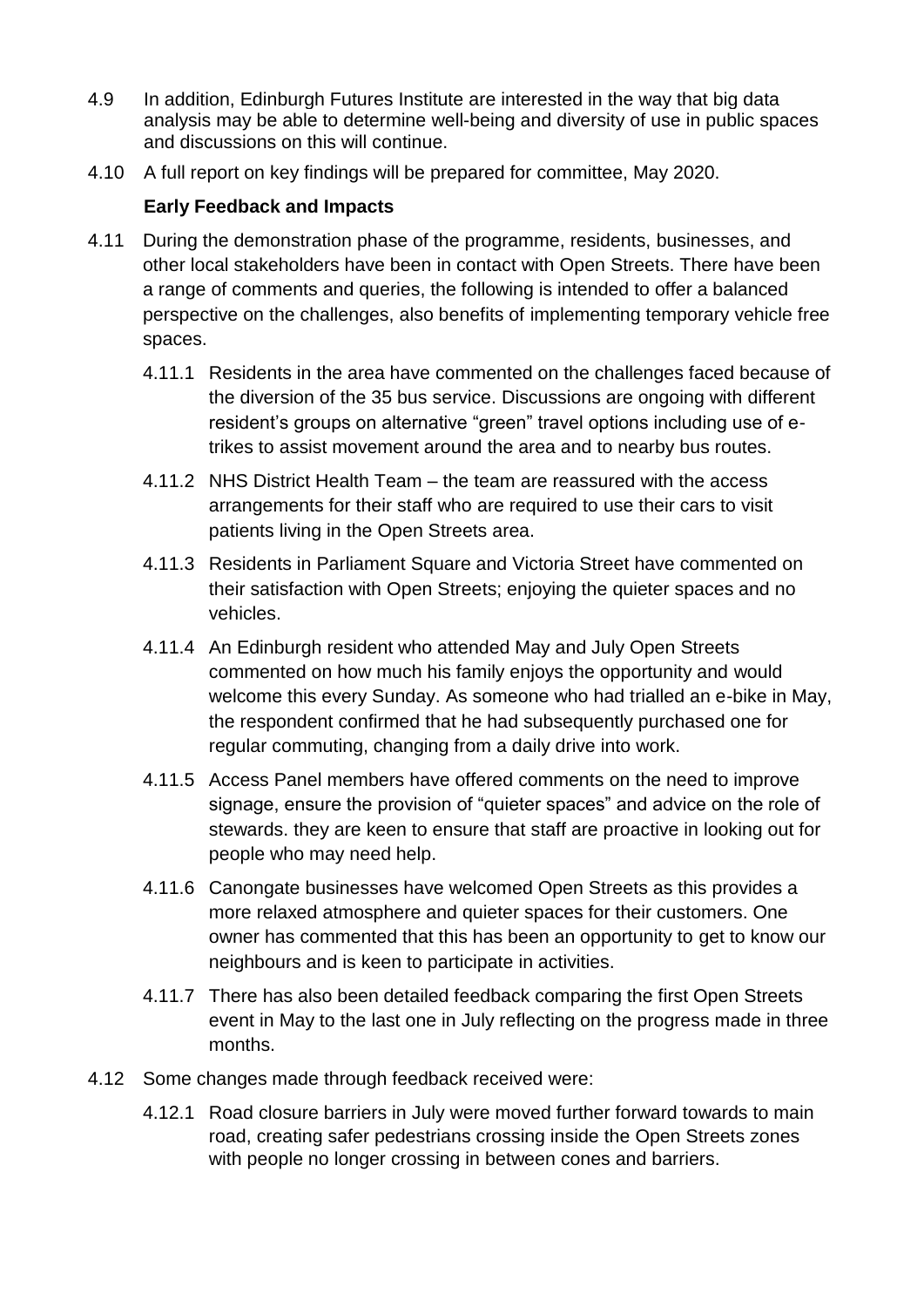4.9 In addition, Edinburgh Futures Institute are interested in the way that big data analysis may be able to determine well-being and diversity of use in public spaces and discussions on this will continue.

4.10 A full report on key findings will be prepared for committee, May 2020.

**Early Feedback and Impacts**

4.11 During the demonstration phase of the programme, residents, businesses, and other local stakeholders have been in contact with Open Streets. There have been a range of comments and queries, the following is intended to offer a balanced perspective on the challenges, also benefits of implementing temporary vehicle free spaces.

4.11.1 Residents in the area have commented on the challenges faced because of the diversion of the 35 bus service. Discussions are ongoing with different resident's groups on alternative "green" travel options including use of e-trikes to assist movement around the area and to nearby bus routes.

4.11.2 NHS District Health Team – the team are reassured with the access arrangements for their staff who are required to use their cars to visit patients living in the Open Streets area.

4.11.3 Residents in Parliament Square and Victoria Street have commented on their satisfaction with Open Streets; enjoying the quieter spaces and no vehicles.

4.11.4 An Edinburgh resident who attended May and July Open Streets commented on how much his family enjoys the opportunity and would welcome this every Sunday. As someone who had trialled an e-bike in May, the respondent confirmed that he had subsequently purchased one for regular commuting, changing from a daily drive into work.

4.11.5 Access Panel members have offered comments on the need to improve signage, ensure the provision of "quieter spaces" and advice on the role of stewards. they are keen to ensure that staff are proactive in looking out for people who may need help.

4.11.6 Canongate businesses have welcomed Open Streets as this provides a more relaxed atmosphere and quieter spaces for their customers. One owner has commented that this has been an opportunity to get to know our neighbours and is keen to participate in activities.

4.11.7 There has also been detailed feedback comparing the first Open Streets event in May to the last one in July reflecting on the progress made in three months.

4.12 Some changes made through feedback received were:

4.12.1 Road closure barriers in July were moved further forward towards to main road, creating safer pedestrians crossing inside the Open Streets zones with people no longer crossing in between cones and barriers.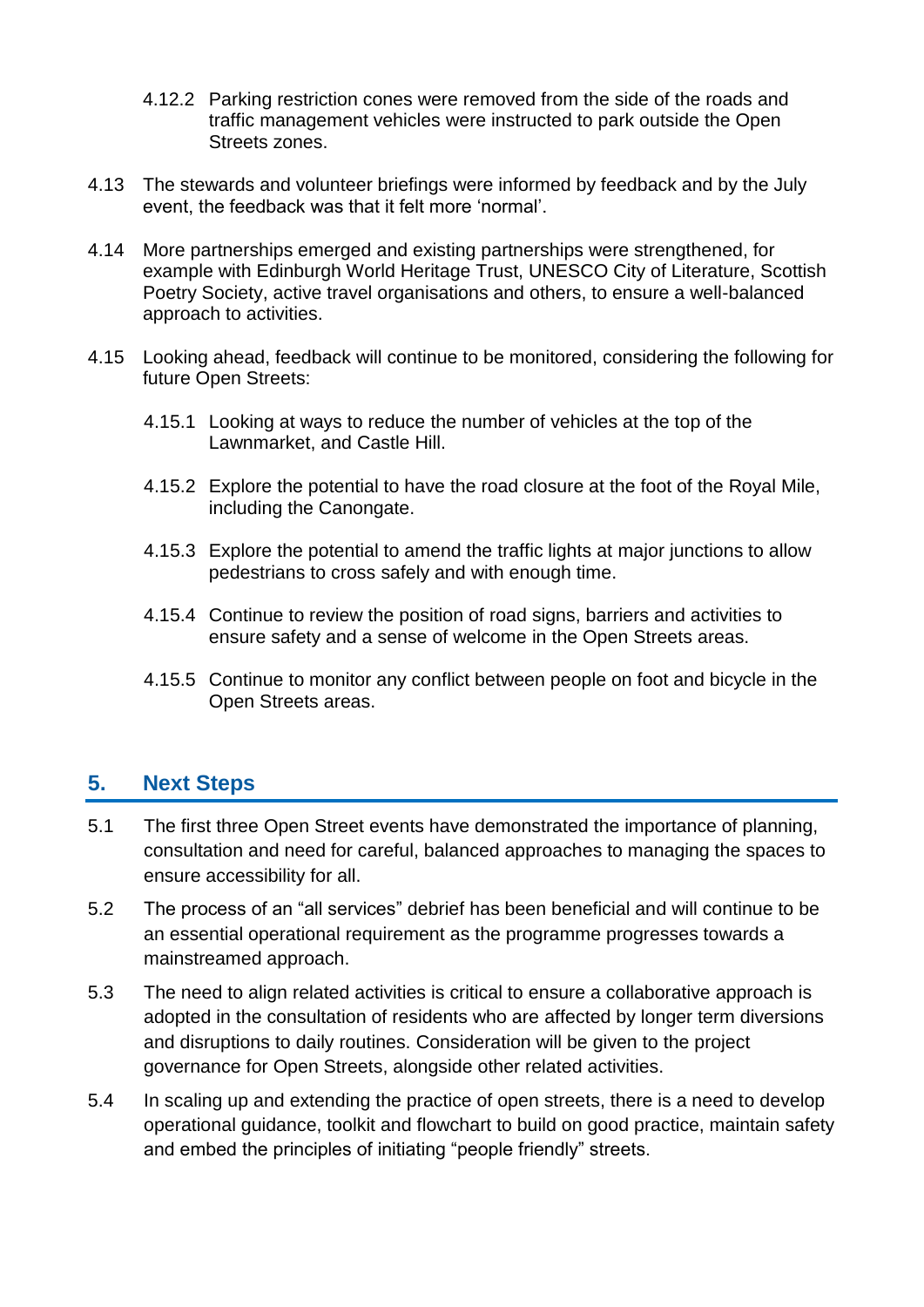4.12.2 Parking restriction cones were removed from the side of the roads and traffic management vehicles were instructed to park outside the Open Streets zones.

4.13 The stewards and volunteer briefings were informed by feedback and by the July event, the feedback was that it felt more 'normal'.

4.14 More partnerships emerged and existing partnerships were strengthened, for example with Edinburgh World Heritage Trust, UNESCO City of Literature, Scottish Poetry Society, active travel organisations and others, to ensure a well-balanced approach to activities.

4.15 Looking ahead, feedback will continue to be monitored, considering the following for future Open Streets:

4.15.1 Looking at ways to reduce the number of vehicles at the top of the Lawnmarket, and Castle Hill.

4.15.2 Explore the potential to have the road closure at the foot of the Royal Mile, including the Canongate.

4.15.3 Explore the potential to amend the traffic lights at major junctions to allow pedestrians to cross safely and with enough time.

4.15.4 Continue to review the position of road signs, barriers and activities to ensure safety and a sense of welcome in the Open Streets areas.

4.15.5 Continue to monitor any conflict between people on foot and bicycle in the Open Streets areas.

## 5. Next Steps

5.1 The first three Open Street events have demonstrated the importance of planning, consultation and need for careful, balanced approaches to managing the spaces to ensure accessibility for all.

5.2 The process of an "all services" debrief has been beneficial and will continue to be an essential operational requirement as the programme progresses towards a mainstreamed approach.

5.3 The need to align related activities is critical to ensure a collaborative approach is adopted in the consultation of residents who are affected by longer term diversions and disruptions to daily routines. Consideration will be given to the project governance for Open Streets, alongside other related activities.

5.4 In scaling up and extending the practice of open streets, there is a need to develop operational guidance, toolkit and flowchart to build on good practice, maintain safety and embed the principles of initiating "people friendly" streets.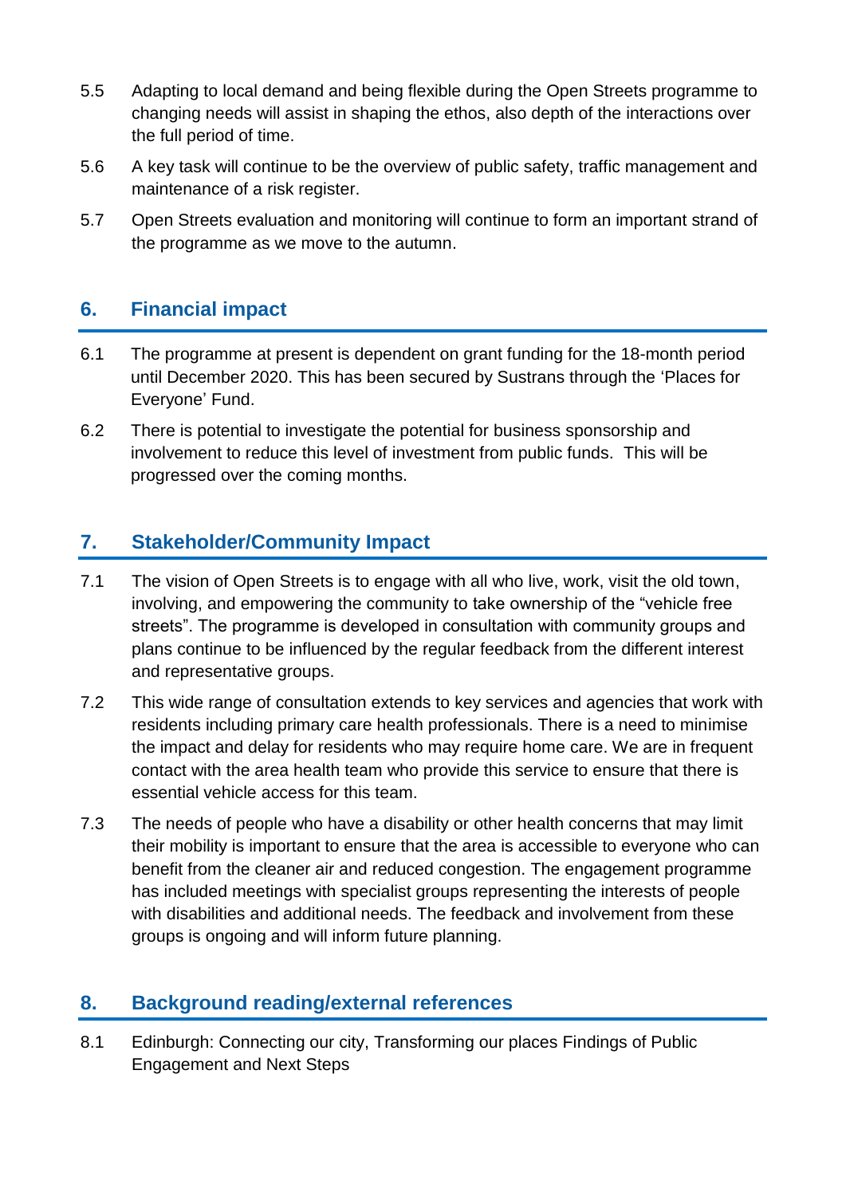5.5 Adapting to local demand and being flexible during the Open Streets programme to changing needs will assist in shaping the ethos, also depth of the interactions over the full period of time.

5.6 A key task will continue to be the overview of public safety, traffic management and maintenance of a risk register.

5.7 Open Streets evaluation and monitoring will continue to form an important strand of the programme as we move to the autumn.

## 6. Financial impact

6.1 The programme at present is dependent on grant funding for the 18-month period until December 2020. This has been secured by Sustrans through the 'Places for Everyone' Fund.

6.2 There is potential to investigate the potential for business sponsorship and involvement to reduce this level of investment from public funds. This will be progressed over the coming months.

## 7. Stakeholder/Community Impact

7.1 The vision of Open Streets is to engage with all who live, work, visit the old town, involving, and empowering the community to take ownership of the "vehicle free streets". The programme is developed in consultation with community groups and plans continue to be influenced by the regular feedback from the different interest and representative groups.

7.2 This wide range of consultation extends to key services and agencies that work with residents including primary care health professionals. There is a need to minimise the impact and delay for residents who may require home care. We are in frequent contact with the area health team who provide this service to ensure that there is essential vehicle access for this team.

7.3 The needs of people who have a disability or other health concerns that may limit their mobility is important to ensure that the area is accessible to everyone who can benefit from the cleaner air and reduced congestion. The engagement programme has included meetings with specialist groups representing the interests of people with disabilities and additional needs. The feedback and involvement from these groups is ongoing and will inform future planning.

## 8. Background reading/external references

8.1 Edinburgh: Connecting our city, Transforming our places Findings of Public Engagement and Next Steps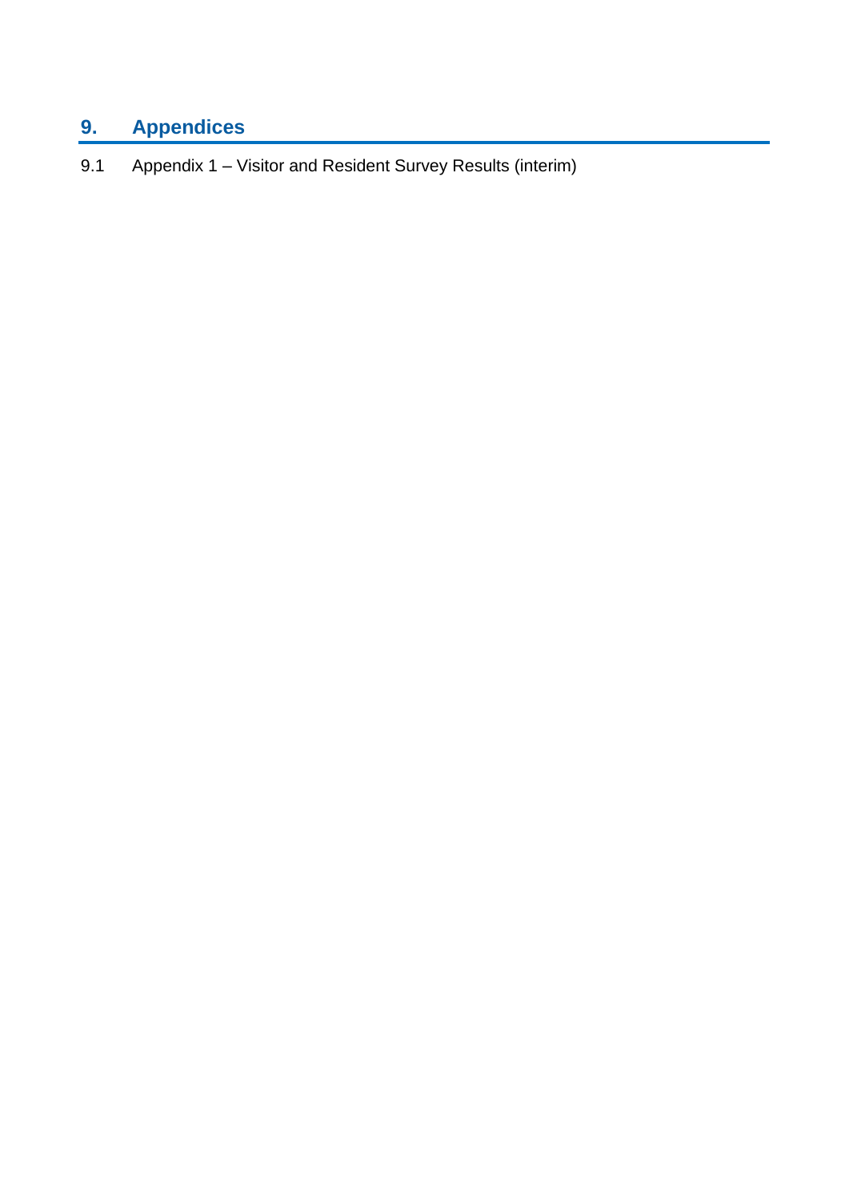## 9. Appendices

9.1 Appendix 1 – Visitor and Resident Survey Results (interim)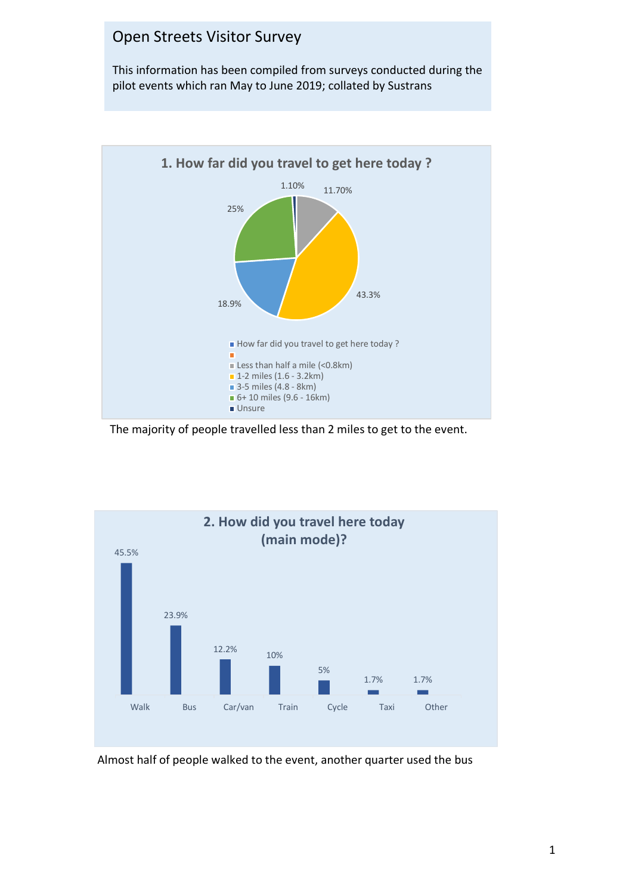# Open Streets Visitor Survey

This information has been compiled from surveys conducted during the pilot events which ran May to June 2019; collated by Sustrans

**1. How far did you travel to get here today ?**

1.10%
11.70%
25%
43.3%
18.9%

How far did you travel to get here today ?
Less than half a mile (<0.8km)
1-2 miles (1.6 - 3.2km)
3-5 miles (4.8 - 8km)
6+ 10 miles (9.6 - 16km)
Unsure

The majority of people travelled less than 2 miles to get to the event.

**2. How did you travel here today (main mode)?**

45.5%
23.9%
12.2%
10%
5%
1.7%
1.7%

Walk
Bus
Car/van
Train
Cycle
Taxi
Other

Almost half of people walked to the event, another quarter used the bus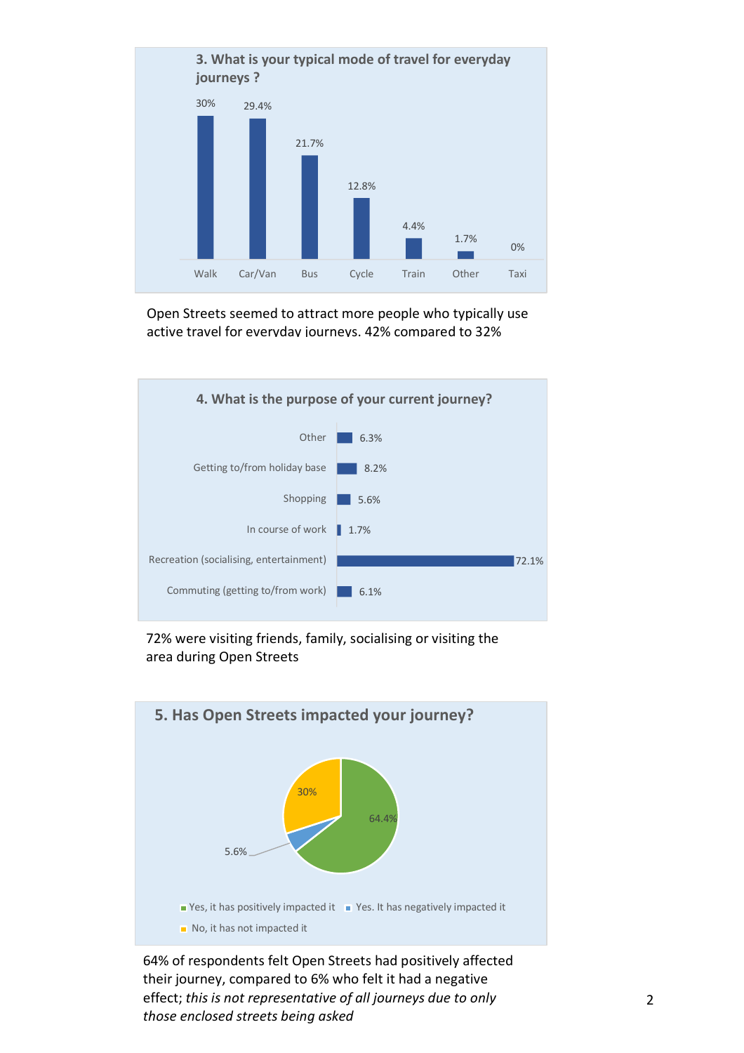3. What is your typical mode of travel for everyday journeys ?

30%
29.4%
21.7%
12.8%
4.4%
1.7%
0%

Walk
Car/Van
Bus
Cycle
Train
Other
Taxi

Open Streets seemed to attract more people who typically use active travel for everyday journeys. 42% compared to 32%

4. What is the purpose of your current journey?

Other 6.3%
Getting to/from holiday base 8.2%
Shopping 5.6%
In course of work 1.7%
Recreation (socialising, entertainment) 72.1%
Commuting (getting to/from work) 6.1%

72% were visiting friends, family, socialising or visiting the area during Open Streets

5. Has Open Streets impacted your journey?

30%
64.4%
5.6%

Yes, it has positively impacted it
Yes. It has negatively impacted it
No, it has not impacted it

64% of respondents felt Open Streets had positively affected their journey, compared to 6% who felt it had a negative effect; *this is not representative of all journeys due to only those enclosed streets being asked*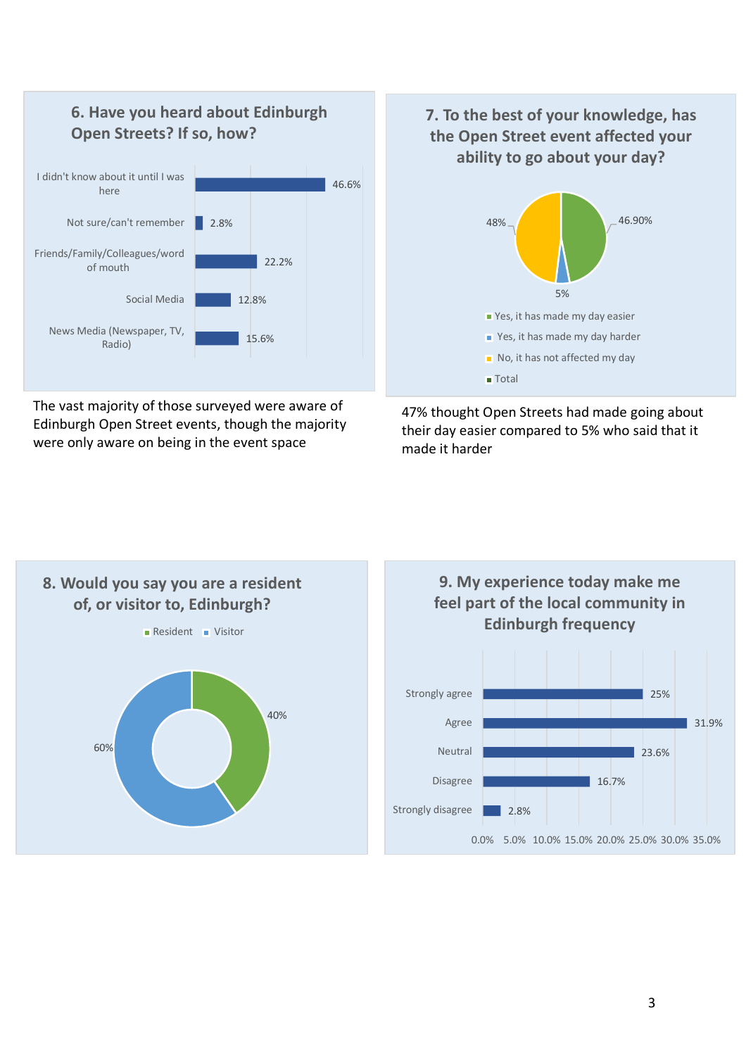## 6. Have you heard about Edinburgh Open Streets? If so, how?

I didn't know about it until I was here 46.6%
Not sure/can't remember 2.8%
Friends/Family/Colleagues/word of mouth 22.2%
Social Media 12.8%
News Media (Newspaper, TV, Radio) 15.6%

The vast majority of those surveyed were aware of Edinburgh Open Street events, though the majority were only aware on being in the event space

## 7. To the best of your knowledge, has the Open Street event affected your ability to go about your day?

48%
46.90%
5%

Yes, it has made my day easier
Yes, it has made my day harder
No, it has not affected my day
Total

47% thought Open Streets had made going about their day easier compared to 5% who said that it made it harder

## 8. Would you say you are a resident of, or visitor to, Edinburgh?

Resident
Visitor

40%
60%

## 9. My experience today make me feel part of the local community in Edinburgh frequency

Strongly agree 25%
Agree 31.9%
Neutral 23.6%
Disagree 16.7%
Strongly disagree 2.8%

0.0% 5.0% 10.0% 15.0% 20.0% 25.0% 30.0% 35.0%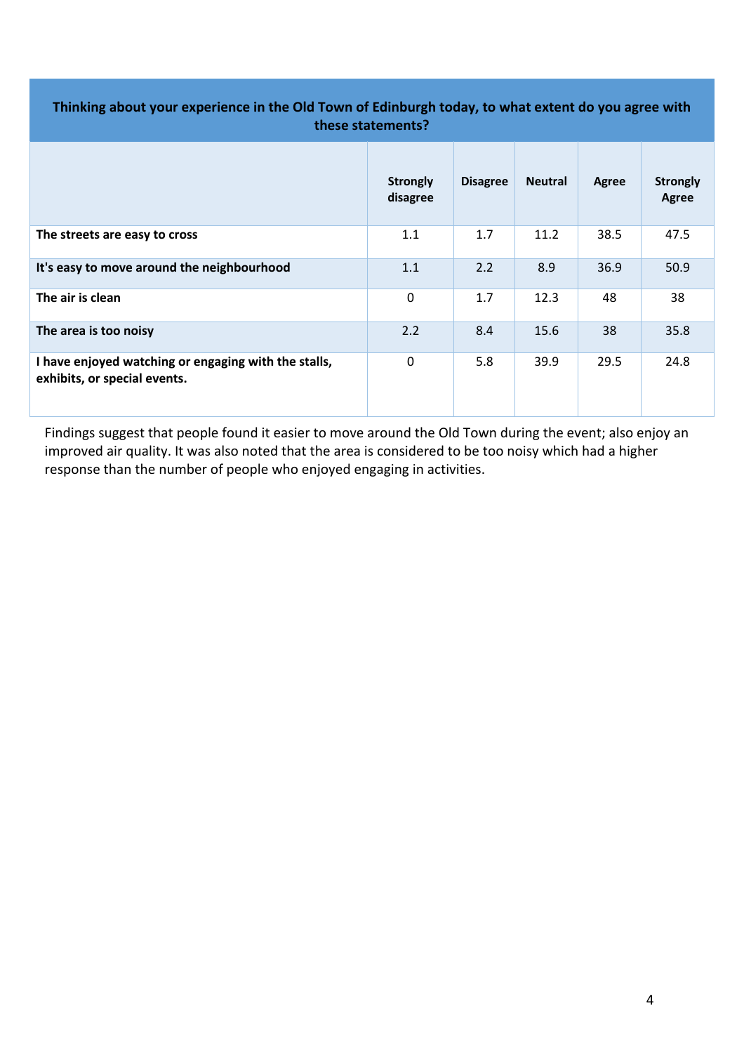| Thinking about your experience in the Old Town of Edinburgh today, to what extent do you agree with these statements? | | | | | |
|---|---|---|---|---|---|
| | **Strongly disagree** | **Disagree** | **Neutral** | **Agree** | **Strongly Agree** |
| **The streets are easy to cross** | 1.1 | 1.7 | 11.2 | 38.5 | 47.5 |
| **It's easy to move around the neighbourhood** | 1.1 | 2.2 | 8.9 | 36.9 | 50.9 |
| **The air is clean** | 0 | 1.7 | 12.3 | 48 | 38 |
| **The area is too noisy** | 2.2 | 8.4 | 15.6 | 38 | 35.8 |
| **I have enjoyed watching or engaging with the stalls, exhibits, or special events.** | 0 | 5.8 | 39.9 | 29.5 | 24.8 |

Findings suggest that people found it easier to move around the Old Town during the event; also enjoy an improved air quality. It was also noted that the area is considered to be too noisy which had a higher response than the number of people who enjoyed engaging in activities.